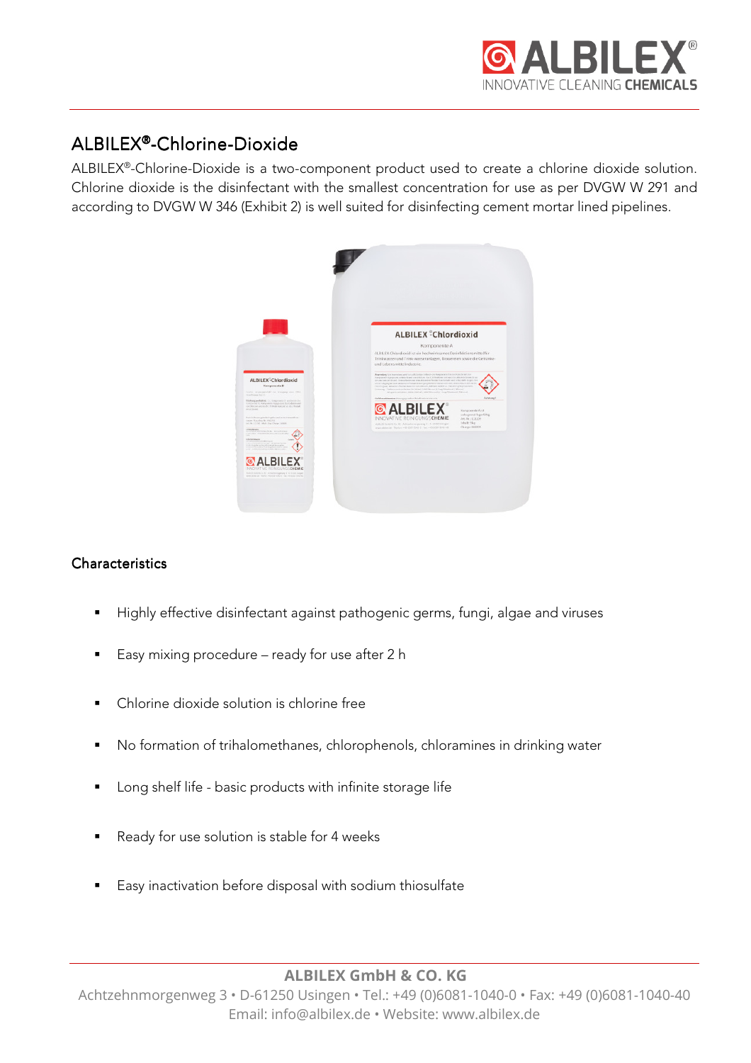# ALBILEX®-Chlorine-Dioxide

ALBILEX®-Chlorine-Dioxide is a two-component product used to create a chlorine dioxide solution. Chlorine dioxide is the disinfectant with the smallest concentration for use as per DVGW W 291 and according to DVGW W 346 (Exhibit 2) is well suited for disinfecting cement mortar lined pipelines.

## Characteristics

- Highly effective disinfectant against pathogenic germs, fungi, algae and viruses
- Easy mixing procedure – ready for use after 2 h
- Chlorine dioxide solution is chlorine free
- No formation of trihalomethanes, chlorophenols, chloramines in drinking water
- Long shelf life - basic products with infinite storage life
- Ready for use solution is stable for 4 weeks
- Easy inactivation before disposal with sodium thiosulfate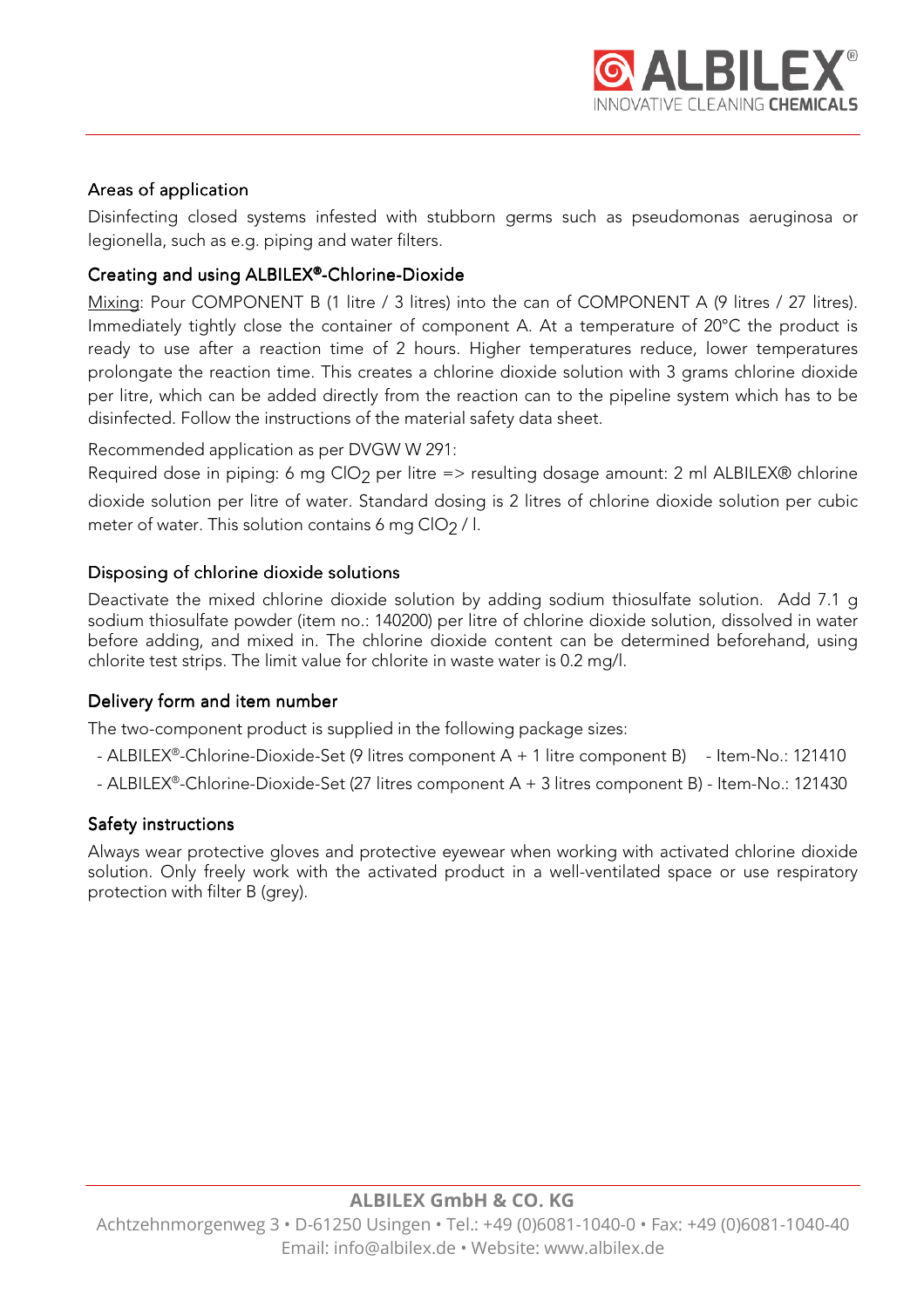## Areas of application

Disinfecting closed systems infested with stubborn germs such as pseudomonas aeruginosa or legionella, such as e.g. piping and water filters.

## Creating and using ALBILEX®-Chlorine-Dioxide

Mixing: Pour COMPONENT B (1 litre / 3 litres) into the can of COMPONENT A (9 litres / 27 litres). Immediately tightly close the container of component A. At a temperature of 20°C the product is ready to use after a reaction time of 2 hours. Higher temperatures reduce, lower temperatures prolongate the reaction time. This creates a chlorine dioxide solution with 3 grams chlorine dioxide per litre, which can be added directly from the reaction can to the pipeline system which has to be disinfected. Follow the instructions of the material safety data sheet.

Recommended application as per DVGW W 291:

Required dose in piping: 6 mg $ClO_2$ per litre => resulting dosage amount: 2 ml ALBILEX® chlorine dioxide solution per litre of water. Standard dosing is 2 litres of chlorine dioxide solution per cubic meter of water. This solution contains 6 mg $ClO_2$ / l.

## Disposing of chlorine dioxide solutions

Deactivate the mixed chlorine dioxide solution by adding sodium thiosulfate solution. Add 7.1 g sodium thiosulfate powder (item no.: 140200) per litre of chlorine dioxide solution, dissolved in water before adding, and mixed in. The chlorine dioxide content can be determined beforehand, using chlorite test strips. The limit value for chlorite in waste water is 0.2 mg/l.

## Delivery form and item number

The two-component product is supplied in the following package sizes:

- ALBILEX®-Chlorine-Dioxide-Set (9 litres component A + 1 litre component B) - Item-No.: 121410
- ALBILEX®-Chlorine-Dioxide-Set (27 litres component A + 3 litres component B) - Item-No.: 121430

## Safety instructions

Always wear protective gloves and protective eyewear when working with activated chlorine dioxide solution. Only freely work with the activated product in a well-ventilated space or use respiratory protection with filter B (grey).